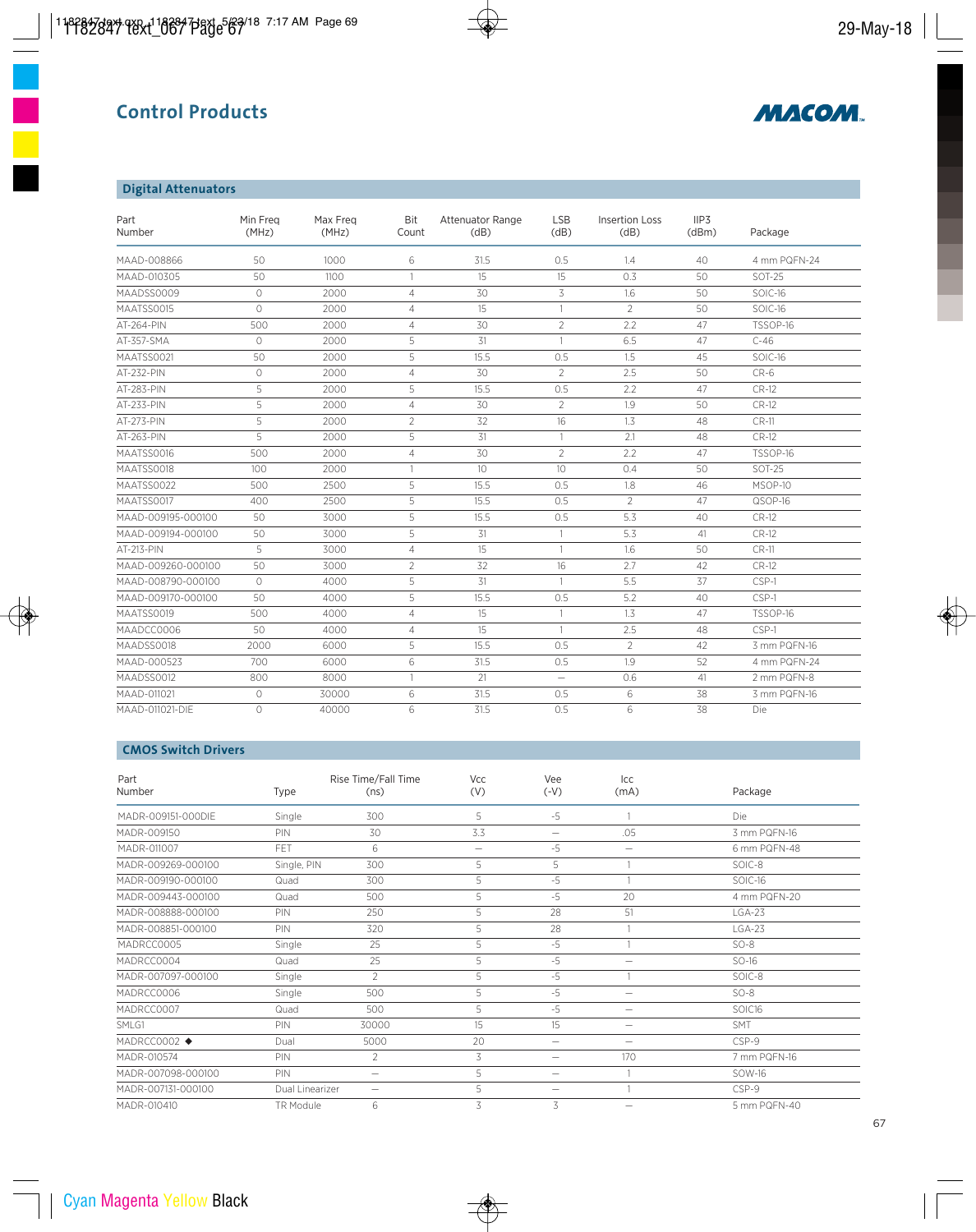# Control Products

## Digital Attenuators

| Part Number | Min Freq (MHz) | Max Freq (MHz) | Bit Count | Attenuator Range (dB) | LSB (dB) | Insertion Loss (dB) | IIP3 (dBm) | Package |
|---|---|---|---|---|---|---|---|---|
| MAAD-008866 | 50 | 1000 | 6 | 31.5 | 0.5 | 1.4 | 40 | 4 mm PQFN-24 |
| MAAD-010305 | 50 | 1100 | 1 | 15 | 15 | 0.3 | 50 | SOT-25 |
| MAADSS0009 | 0 | 2000 | 4 | 30 | 3 | 1.6 | 50 | SOIC-16 |
| MAATSS0015 | 0 | 2000 | 4 | 15 | 1 | 2 | 50 | SOIC-16 |
| AT-264-PIN | 500 | 2000 | 4 | 30 | 2 | 2.2 | 47 | TSSOP-16 |
| AT-357-SMA | 0 | 2000 | 5 | 31 | 1 | 6.5 | 47 | C-46 |
| MAATSS0021 | 50 | 2000 | 5 | 15.5 | 0.5 | 1.5 | 45 | SOIC-16 |
| AT-232-PIN | 0 | 2000 | 4 | 30 | 2 | 2.5 | 50 | CR-6 |
| AT-283-PIN | 5 | 2000 | 5 | 15.5 | 0.5 | 2.2 | 47 | CR-12 |
| AT-233-PIN | 5 | 2000 | 4 | 30 | 2 | 1.9 | 50 | CR-12 |
| AT-273-PIN | 5 | 2000 | 2 | 32 | 16 | 1.3 | 48 | CR-11 |
| AT-263-PIN | 5 | 2000 | 5 | 31 | 1 | 2.1 | 48 | CR-12 |
| MAATSS0016 | 500 | 2000 | 4 | 30 | 2 | 2.2 | 47 | TSSOP-16 |
| MAATSS0018 | 100 | 2000 | 1 | 10 | 10 | 0.4 | 50 | SOT-25 |
| MAATSS0022 | 500 | 2500 | 5 | 15.5 | 0.5 | 1.8 | 46 | MSOP-10 |
| MAATSS0017 | 400 | 2500 | 5 | 15.5 | 0.5 | 2 | 47 | QSOP-16 |
| MAAD-009195-000100 | 50 | 3000 | 5 | 15.5 | 0.5 | 5.3 | 40 | CR-12 |
| MAAD-009194-000100 | 50 | 3000 | 5 | 31 | 1 | 5.3 | 41 | CR-12 |
| AT-213-PIN | 5 | 3000 | 4 | 15 | 1 | 1.6 | 50 | CR-11 |
| MAAD-009260-000100 | 50 | 3000 | 2 | 32 | 16 | 2.7 | 42 | CR-12 |
| MAAD-008790-000100 | 0 | 4000 | 5 | 31 | 1 | 5.5 | 37 | CSP-1 |
| MAAD-009170-000100 | 50 | 4000 | 5 | 15.5 | 0.5 | 5.2 | 40 | CSP-1 |
| MAATSS0019 | 500 | 4000 | 4 | 15 | 1 | 1.3 | 47 | TSSOP-16 |
| MAADCC0006 | 50 | 4000 | 4 | 15 | 1 | 2.5 | 48 | CSP-1 |
| MAADSS0018 | 2000 | 6000 | 5 | 15.5 | 0.5 | 2 | 42 | 3 mm PQFN-16 |
| MAAD-000523 | 700 | 6000 | 6 | 31.5 | 0.5 | 1.9 | 52 | 4 mm PQFN-24 |
| MAADSS0012 | 800 | 8000 | 1 | 21 | — | 0.6 | 41 | 2 mm PQFN-8 |
| MAAD-011021 | 0 | 30000 | 6 | 31.5 | 0.5 | 6 | 38 | 3 mm PQFN-16 |
| MAAD-011021-DIE | 0 | 40000 | 6 | 31.5 | 0.5 | 6 | 38 | Die |

## CMOS Switch Drivers

| Part Number | Type | Rise Time/Fall Time (ns) | Vcc (V) | Vee (-V) | Icc (mA) | Package |
|---|---|---|---|---|---|---|
| MADR-009151-000DIE | Single | 300 | 5 | -5 | 1 | Die |
| MADR-009150 | PIN | 30 | 3.3 | — | .05 | 3 mm PQFN-16 |
| MADR-011007 | FET | 6 | — | -5 | — | 6 mm PQFN-48 |
| MADR-009269-000100 | Single, PIN | 300 | 5 | 5 | 1 | SOIC-8 |
| MADR-009190-000100 | Quad | 300 | 5 | -5 | 1 | SOIC-16 |
| MADR-009443-000100 | Quad | 500 | 5 | -5 | 20 | 4 mm PQFN-20 |
| MADR-008888-000100 | PIN | 250 | 5 | 28 | 51 | LGA-23 |
| MADR-008851-000100 | PIN | 320 | 5 | 28 | 1 | LGA-23 |
| MADRCC0005 | Single | 25 | 5 | -5 | 1 | SO-8 |
| MADRCC0004 | Quad | 25 | 5 | -5 | — | SO-16 |
| MADR-007097-000100 | Single | 2 | 5 | -5 | 1 | SOIC-8 |
| MADRCC0006 | Single | 500 | 5 | -5 | — | SO-8 |
| MADRCC0007 | Quad | 500 | 5 | -5 | — | SOIC16 |
| SMLG1 | PIN | 30000 | 15 | 15 | — | SMT |
| MADRCC0002 ◆ | Dual | 5000 | 20 | — | — | CSP-9 |
| MADR-010574 | PIN | 2 | 3 | — | 170 | 7 mm PQFN-16 |
| MADR-007098-000100 | PIN | — | 5 | — | 1 | SOW-16 |
| MADR-007131-000100 | Dual Linearizer | — | 5 | — | 1 | CSP-9 |
| MADR-010410 | TR Module | 6 | 3 | 3 | — | 5 mm PQFN-40 |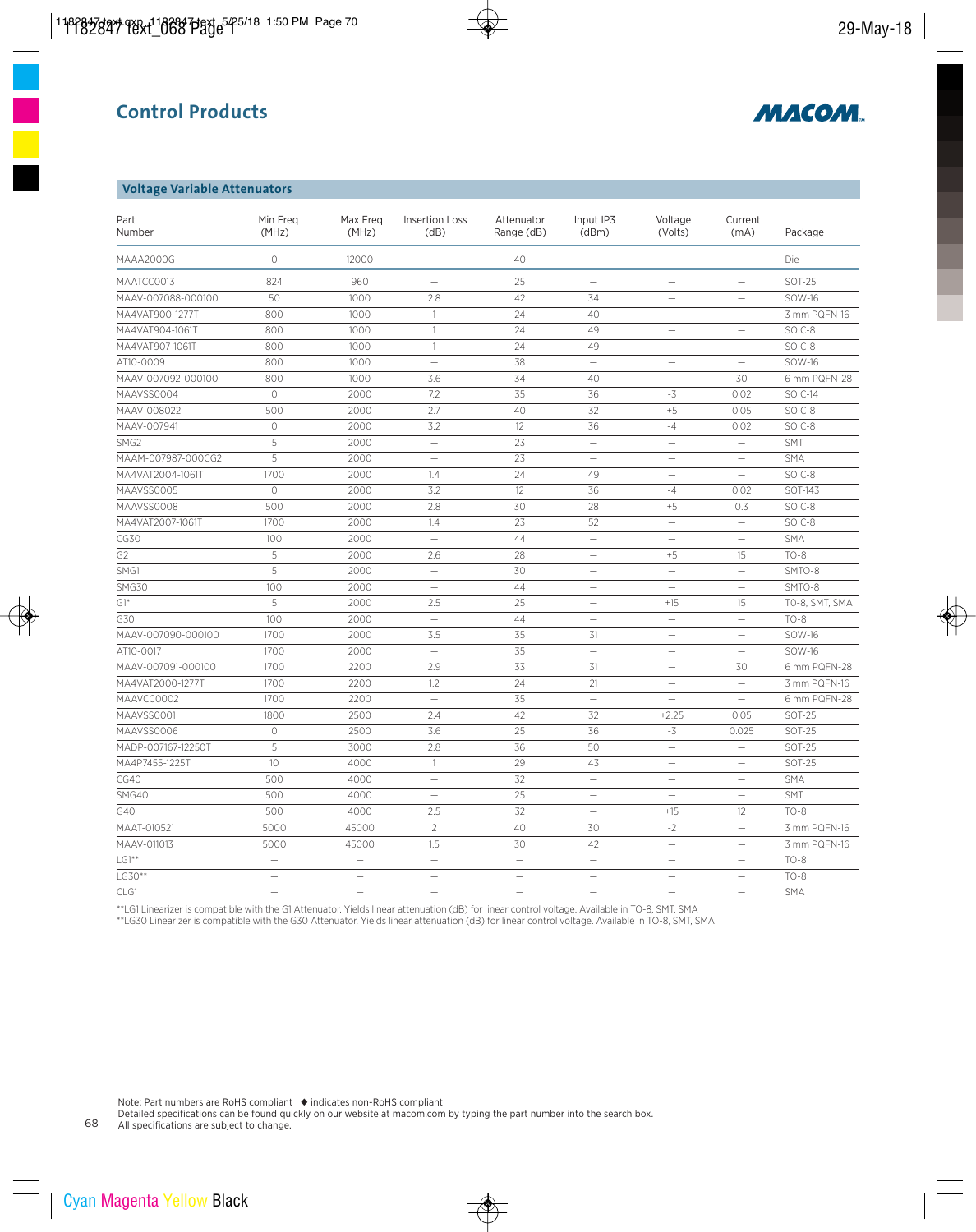## Control Products

MACOM

### Voltage Variable Attenuators

| Part Number | Min Freq (MHz) | Max Freq (MHz) | Insertion Loss (dB) | Attenuator Range (dB) | Input IP3 (dBm) | Voltage (Volts) | Current (mA) | Package |
|---|---|---|---|---|---|---|---|---|
| MAAA2000G | 0 | 12000 | — | 40 | — | — | — | Die |
| MAATCC0013 | 824 | 960 | — | 25 | — | — | — | SOT-25 |
| MAAV-007088-000100 | 50 | 1000 | 2.8 | 42 | 34 | — | — | SOW-16 |
| MA4VAT900-1277T | 800 | 1000 | 1 | 24 | 40 | — | — | 3 mm PQFN-16 |
| MA4VAT904-1061T | 800 | 1000 | 1 | 24 | 49 | — | — | SOIC-8 |
| MA4VAT907-1061T | 800 | 1000 | 1 | 24 | 49 | — | — | SOIC-8 |
| AT10-0009 | 800 | 1000 | — | 38 | — | — | — | SOW-16 |
| MAAV-007092-000100 | 800 | 1000 | 3.6 | 34 | 40 | — | 30 | 6 mm PQFN-28 |
| MAAVSS0004 | 0 | 2000 | 7.2 | 35 | 36 | -3 | 0.02 | SOIC-14 |
| MAAV-008022 | 500 | 2000 | 2.7 | 40 | 32 | +5 | 0.05 | SOIC-8 |
| MAAV-007941 | 0 | 2000 | 3.2 | 12 | 36 | -4 | 0.02 | SOIC-8 |
| SMG2 | 5 | 2000 | — | 23 | — | — | — | SMT |
| MAAM-007987-000CG2 | 5 | 2000 | — | 23 | — | — | — | SMA |
| MA4VAT2004-1061T | 1700 | 2000 | 1.4 | 24 | 49 | — | — | SOIC-8 |
| MAAVSS0005 | 0 | 2000 | 3.2 | 12 | 36 | -4 | 0.02 | SOT-143 |
| MAAVSS0008 | 500 | 2000 | 2.8 | 30 | 28 | +5 | 0.3 | SOIC-8 |
| MA4VAT2007-1061T | 1700 | 2000 | 1.4 | 23 | 52 | — | — | SOIC-8 |
| CG30 | 100 | 2000 | — | 44 | — | — | — | SMA |
| G2 | 5 | 2000 | 2.6 | 28 | — | +5 | 15 | TO-8 |
| SMG1 | 5 | 2000 | — | 30 | — | — | — | SMTO-8 |
| SMG30 | 100 | 2000 | — | 44 | — | — | — | SMTO-8 |
| G1* | 5 | 2000 | 2.5 | 25 | — | +15 | 15 | TO-8, SMT, SMA |
| G30 | 100 | 2000 | — | 44 | — | — | — | TO-8 |
| MAAV-007090-000100 | 1700 | 2000 | 3.5 | 35 | 31 | — | — | SOW-16 |
| AT10-0017 | 1700 | 2000 | — | 35 | — | — | — | SOW-16 |
| MAAV-007091-000100 | 1700 | 2200 | 2.9 | 33 | 31 | — | 30 | 6 mm PQFN-28 |
| MA4VAT2000-1277T | 1700 | 2200 | 1.2 | 24 | 21 | — | — | 3 mm PQFN-16 |
| MAAVCC0002 | 1700 | 2200 | — | 35 | — | — | — | 6 mm PQFN-28 |
| MAAVSS0001 | 1800 | 2500 | 2.4 | 42 | 32 | +2.25 | 0.05 | SOT-25 |
| MAAVSS0006 | 0 | 2500 | 3.6 | 25 | 36 | -3 | 0.025 | SOT-25 |
| MADP-007167-12250T | 5 | 3000 | 2.8 | 36 | 50 | — | — | SOT-25 |
| MA4P7455-1225T | 10 | 4000 | 1 | 29 | 43 | — | — | SOT-25 |
| CG40 | 500 | 4000 | — | 32 | — | — | — | SMA |
| SMG40 | 500 | 4000 | — | 25 | — | — | — | SMT |
| G40 | 500 | 4000 | 2.5 | 32 | — | +15 | 12 | TO-8 |
| MAAT-010521 | 5000 | 45000 | 2 | 40 | 30 | -2 | — | 3 mm PQFN-16 |
| MAAV-011013 | 5000 | 45000 | 1.5 | 30 | 42 | — | — | 3 mm PQFN-16 |
| LG1** | — | — | — | — | — | — | — | TO-8 |
| LG30** | — | — | — | — | — | — | — | TO-8 |
| CLG1 | — | — | — | — | — | — | — | SMA |

**LG1 Linearizer is compatible with the G1 Attenuator. Yields linear attenuation (dB) for linear control voltage. Available in TO-8, SMT, SMA
**LG30 Linearizer is compatible with the G30 Attenuator. Yields linear attenuation (dB) for linear control voltage. Available in TO-8, SMT, SMA

Note: Part numbers are RoHS compliant ◆ indicates non-RoHS compliant
Detailed specifications can be found quickly on our website at macom.com by typing the part number into the search box.
All specifications are subject to change.